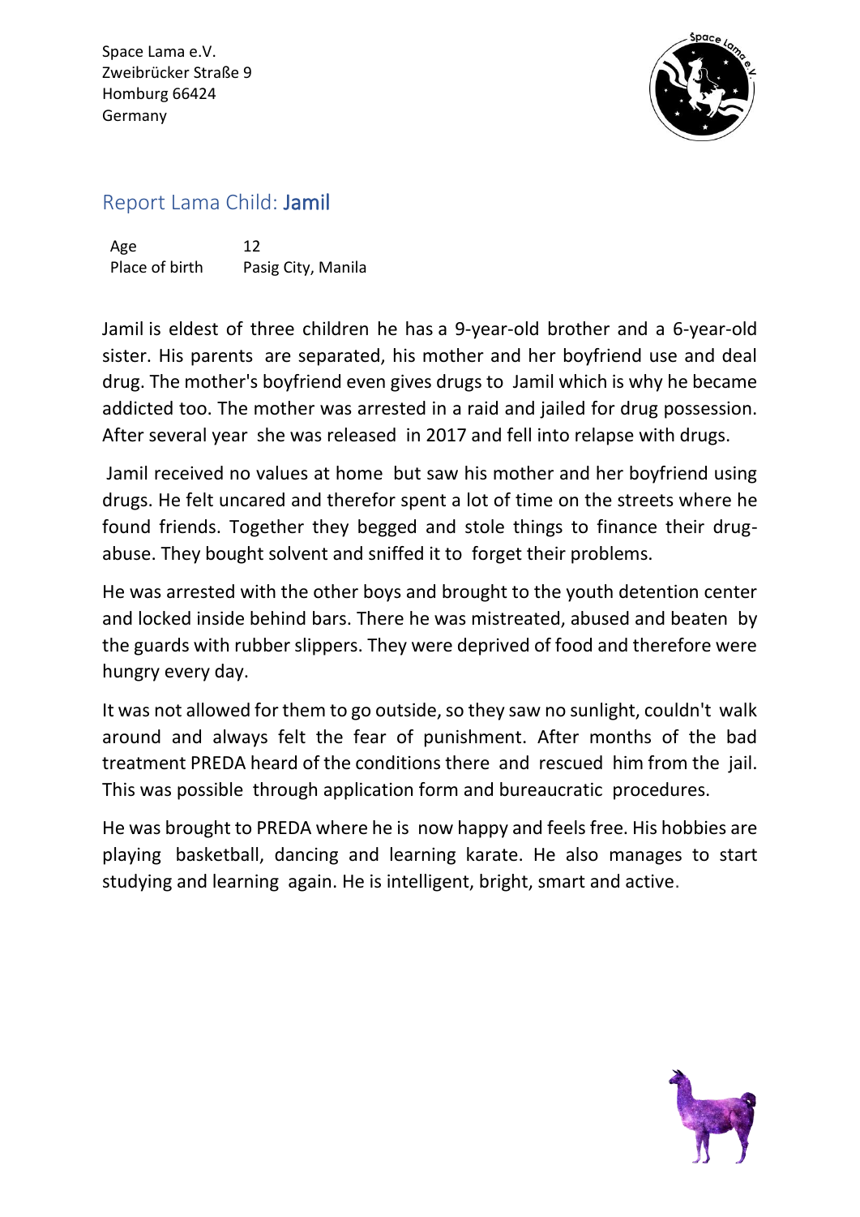Space Lama e.V.
Zweibrücker Straße 9
Homburg 66424
Germany

## Report Lama Child: Jamil

| Age | 12 |
| --- | --- |
| Place of birth | Pasig City, Manila |

Jamil is eldest of three children he has a 9-year-old brother and a 6-year-old sister. His parents are separated, his mother and her boyfriend use and deal drug. The mother's boyfriend even gives drugs to Jamil which is why he became addicted too. The mother was arrested in a raid and jailed for drug possession. After several year she was released in 2017 and fell into relapse with drugs.

Jamil received no values at home but saw his mother and her boyfriend using drugs. He felt uncared and therefor spent a lot of time on the streets where he found friends. Together they begged and stole things to finance their drug-abuse. They bought solvent and sniffed it to forget their problems.

He was arrested with the other boys and brought to the youth detention center and locked inside behind bars. There he was mistreated, abused and beaten by the guards with rubber slippers. They were deprived of food and therefore were hungry every day.

It was not allowed for them to go outside, so they saw no sunlight, couldn't walk around and always felt the fear of punishment. After months of the bad treatment PREDA heard of the conditions there and rescued him from the jail. This was possible through application form and bureaucratic procedures.

He was brought to PREDA where he is now happy and feels free. His hobbies are playing basketball, dancing and learning karate. He also manages to start studying and learning again. He is intelligent, bright, smart and active.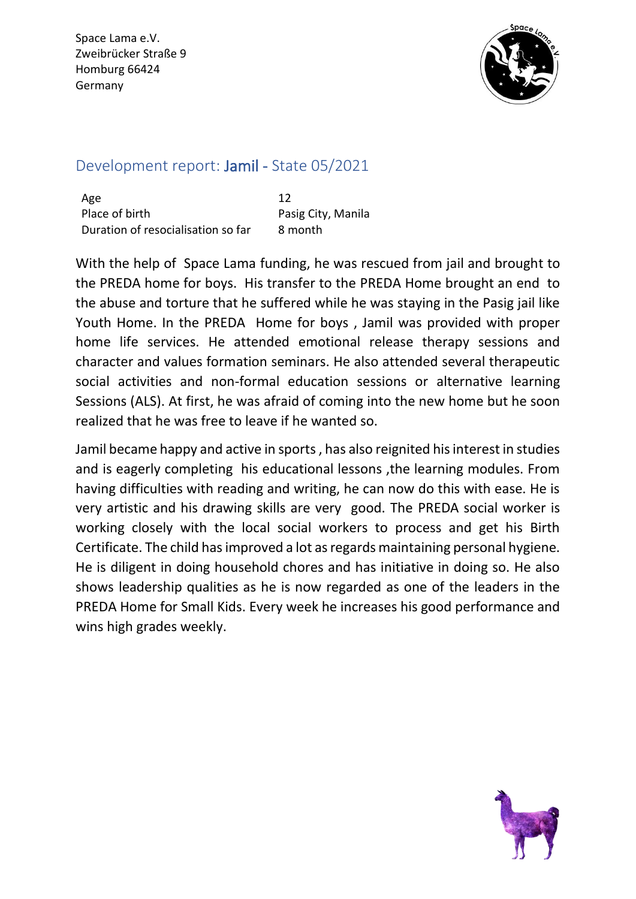Space Lama e.V.
Zweibrücker Straße 9
Homburg 66424
Germany

## Development report: Jamil - State 05/2021

| | |
|---|---|
| Age | 12 |
| Place of birth | Pasig City, Manila |
| Duration of resocialisation so far | 8 month |

With the help of Space Lama funding, he was rescued from jail and brought to the PREDA home for boys. His transfer to the PREDA Home brought an end to the abuse and torture that he suffered while he was staying in the Pasig jail like Youth Home. In the PREDA Home for boys , Jamil was provided with proper home life services. He attended emotional release therapy sessions and character and values formation seminars. He also attended several therapeutic social activities and non-formal education sessions or alternative learning Sessions (ALS). At first, he was afraid of coming into the new home but he soon realized that he was free to leave if he wanted so.

Jamil became happy and active in sports , has also reignited his interest in studies and is eagerly completing his educational lessons ,the learning modules. From having difficulties with reading and writing, he can now do this with ease. He is very artistic and his drawing skills are very good. The PREDA social worker is working closely with the local social workers to process and get his Birth Certificate. The child has improved a lot as regards maintaining personal hygiene. He is diligent in doing household chores and has initiative in doing so. He also shows leadership qualities as he is now regarded as one of the leaders in the PREDA Home for Small Kids. Every week he increases his good performance and wins high grades weekly.